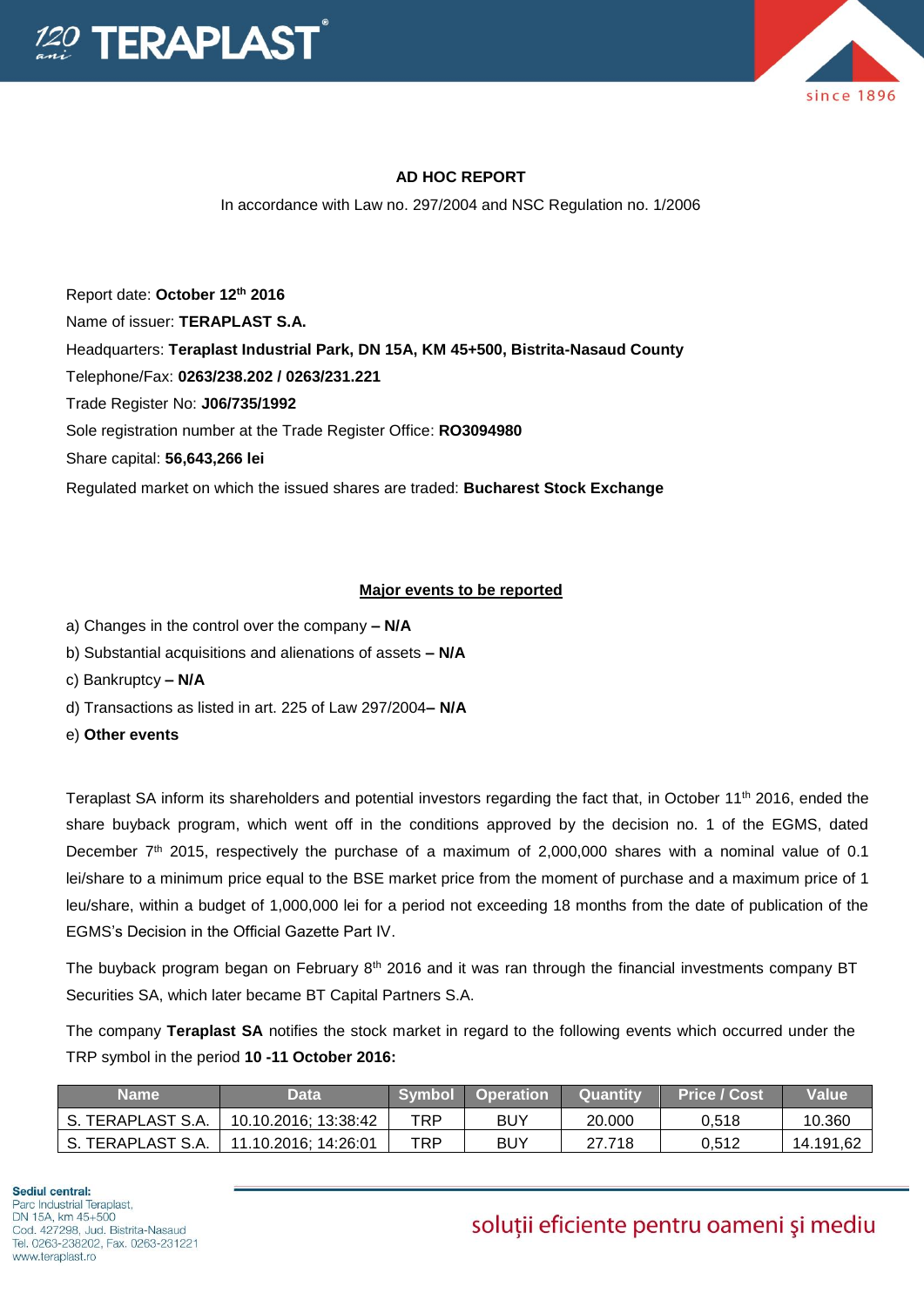**AD HOC REPORT**

In accordance with Law no. 297/2004 and NSC Regulation no. 1/2006

Report date: **October 12th 2016**

Name of issuer: **TERAPLAST S.A.**

Headquarters: **Teraplast Industrial Park, DN 15A, KM 45+500, Bistrita-Nasaud County**

Telephone/Fax: **0263/238.202 / 0263/231.221**

Trade Register No: **J06/735/1992**

Sole registration number at the Trade Register Office: **RO3094980**

Share capital: **56,643,266 lei**

Regulated market on which the issued shares are traded: **Bucharest Stock Exchange**

**Major events to be reported**

a) Changes in the control over the company **– N/A**

b) Substantial acquisitions and alienations of assets **– N/A**

c) Bankruptcy **– N/A**

d) Transactions as listed in art. 225 of Law 297/2004**– N/A**

e) **Other events**

Teraplast SA inform its shareholders and potential investors regarding the fact that, in October 11th 2016, ended the share buyback program, which went off in the conditions approved by the decision no. 1 of the EGMS, dated December 7th 2015, respectively the purchase of a maximum of 2,000,000 shares with a nominal value of 0.1 lei/share to a minimum price equal to the BSE market price from the moment of purchase and a maximum price of 1 leu/share, within a budget of 1,000,000 lei for a period not exceeding 18 months from the date of publication of the EGMS's Decision in the Official Gazette Part IV.

The buyback program began on February 8th 2016 and it was ran through the financial investments company BT Securities SA, which later became BT Capital Partners S.A.

The company **Teraplast SA** notifies the stock market in regard to the following events which occurred under the TRP symbol in the period **10 -11 October 2016:**

| Name | Data | Symbol | Operation | Quantity | Price / Cost | Value |
|---|---|---|---|---|---|---|
| S. TERAPLAST S.A. | 10.10.2016; 13:38:42 | TRP | BUY | 20.000 | 0,518 | 10.360 |
| S. TERAPLAST S.A. | 11.10.2016; 14:26:01 | TRP | BUY | 27.718 | 0,512 | 14.191,62 |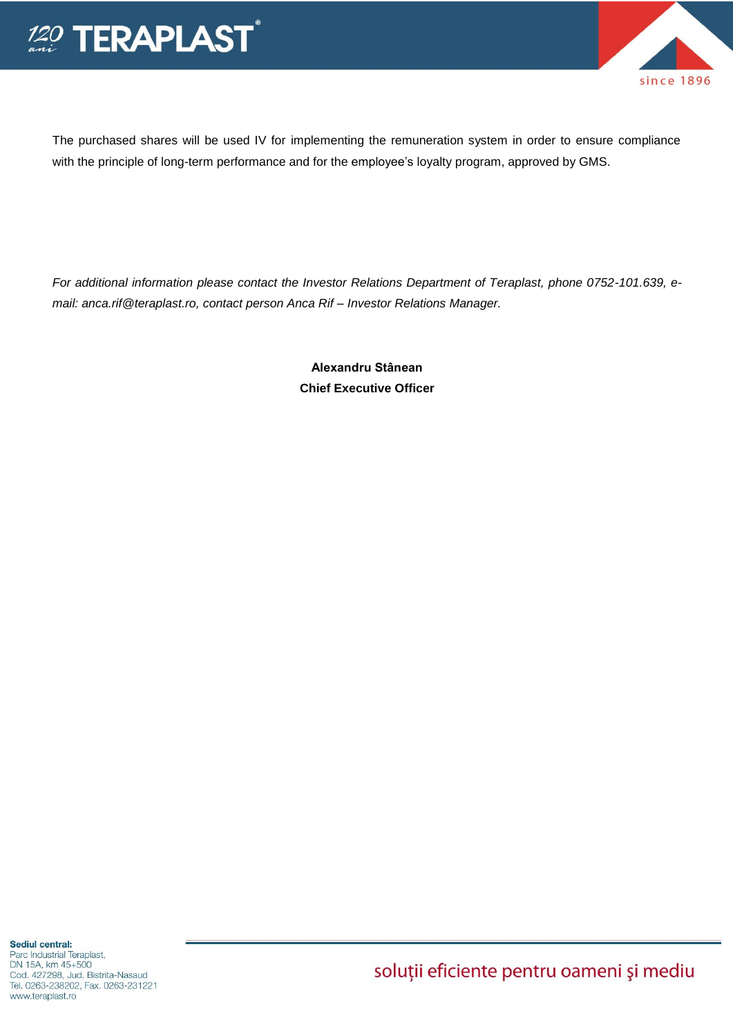The purchased shares will be used IV for implementing the remuneration system in order to ensure compliance with the principle of long-term performance and for the employee's loyalty program, approved by GMS.

*For additional information please contact the Investor Relations Department of Teraplast, phone 0752-101.639, e-mail: anca.rif@teraplast.ro, contact person Anca Rif – Investor Relations Manager.*

**Alexandru Stânean**
**Chief Executive Officer**